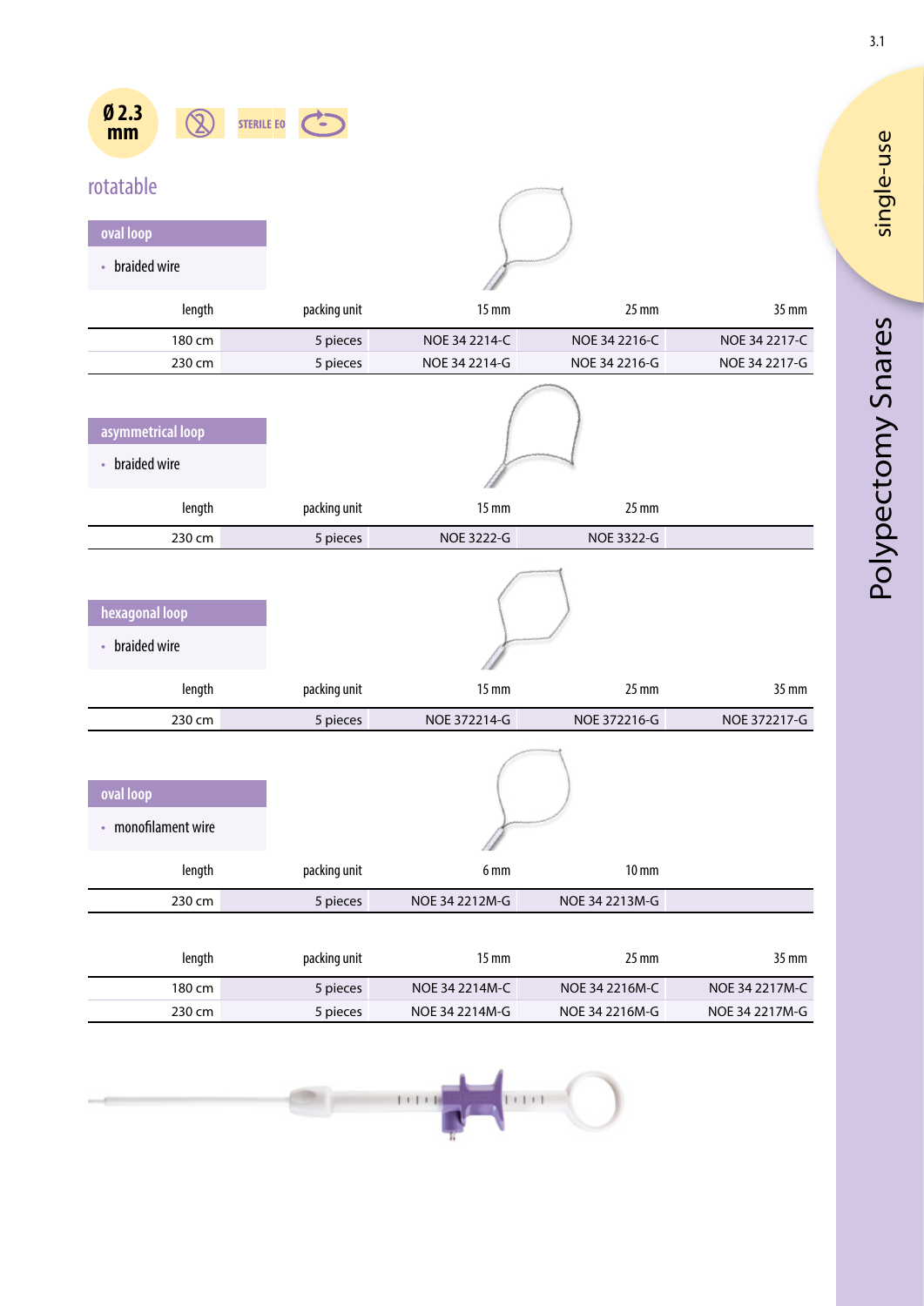Ø 2.3 mm

STERILE EO

## rotatable

### oval loop

- braided wire

| length | packing unit | 15 mm | 25 mm | 35 mm |
|---|---|---|---|---|
| 180 cm | 5 pieces | NOE 34 2214-C | NOE 34 2216-C | NOE 34 2217-C |
| 230 cm | 5 pieces | NOE 34 2214-G | NOE 34 2216-G | NOE 34 2217-G |

### asymmetrical loop

- braided wire

| length | packing unit | 15 mm | 25 mm | |
|---|---|---|---|---|
| 230 cm | 5 pieces | NOE 3222-G | NOE 3322-G | |

### hexagonal loop

- braided wire

| length | packing unit | 15 mm | 25 mm | 35 mm |
|---|---|---|---|---|
| 230 cm | 5 pieces | NOE 372214-G | NOE 372216-G | NOE 372217-G |

### oval loop

- monofilament wire

| length | packing unit | 6 mm | 10 mm | |
|---|---|---|---|---|
| 230 cm | 5 pieces | NOE 34 2212M-G | NOE 34 2213M-G | |

| length | packing unit | 15 mm | 25 mm | 35 mm |
|---|---|---|---|---|
| 180 cm | 5 pieces | NOE 34 2214M-C | NOE 34 2216M-C | NOE 34 2217M-C |
| 230 cm | 5 pieces | NOE 34 2214M-G | NOE 34 2216M-G | NOE 34 2217M-G |

single-use

Polypectomy Snares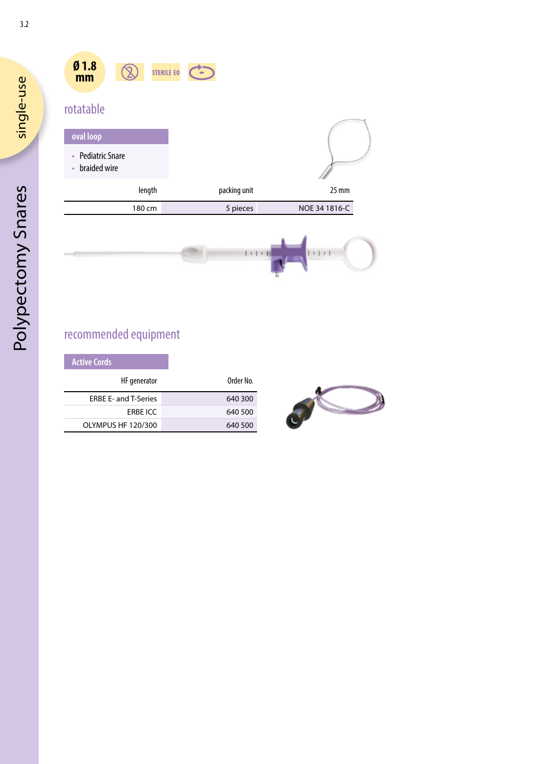single-use

Polypectomy Snares

Ø 1.8 mm

STERILE EO

## rotatable

### oval loop

- Pediatric Snare
- braided wire

| length | packing unit | 25 mm |
|---|---|---|
| 180 cm | 5 pieces | NOE 34 1816-C |

## recommended equipment

### Active Cords

| HF generator | Order No. |
|---|---|
| ERBE E- and T-Series | 640 300 |
| ERBE ICC | 640 500 |
| OLYMPUS HF 120/300 | 640 500 |